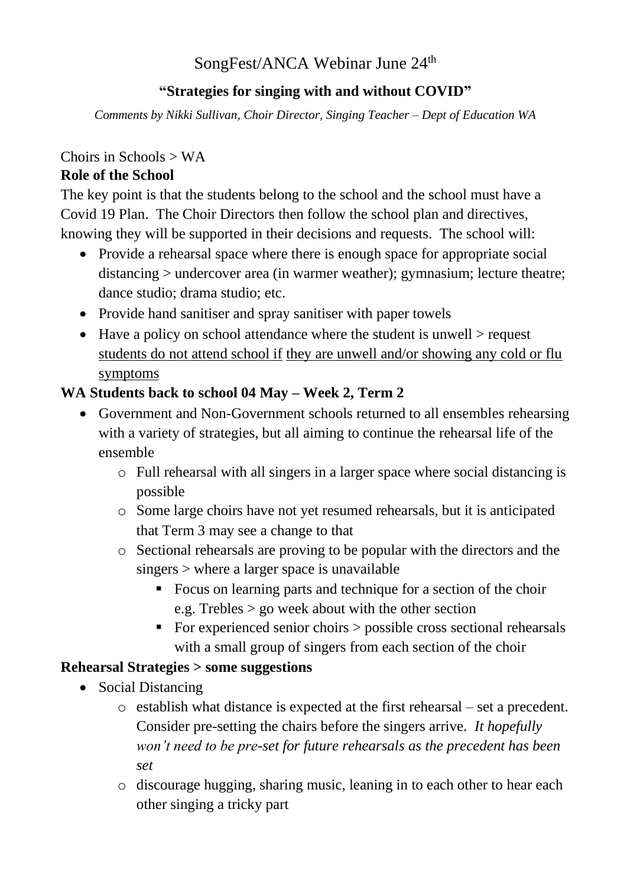# SongFest/ANCA Webinar June 24th

## "Strategies for singing with and without COVID"

*Comments by Nikki Sullivan, Choir Director, Singing Teacher – Dept of Education WA*

Choirs in Schools > WA

**Role of the School**

The key point is that the students belong to the school and the school must have a Covid 19 Plan. The Choir Directors then follow the school plan and directives, knowing they will be supported in their decisions and requests. The school will:

- Provide a rehearsal space where there is enough space for appropriate social distancing > undercover area (in warmer weather); gymnasium; lecture theatre; dance studio; drama studio; etc.
- Provide hand sanitiser and spray sanitiser with paper towels
- Have a policy on school attendance where the student is unwell > request <u>students do not attend school if</u> <u>they are unwell and/or showing any cold or flu symptoms</u>

**WA Students back to school 04 May – Week 2, Term 2**

- Government and Non-Government schools returned to all ensembles rehearsing with a variety of strategies, but all aiming to continue the rehearsal life of the ensemble
  - Full rehearsal with all singers in a larger space where social distancing is possible
  - Some large choirs have not yet resumed rehearsals, but it is anticipated that Term 3 may see a change to that
  - Sectional rehearsals are proving to be popular with the directors and the singers > where a larger space is unavailable
    - Focus on learning parts and technique for a section of the choir e.g. Trebles > go week about with the other section
    - For experienced senior choirs > possible cross sectional rehearsals with a small group of singers from each section of the choir

**Rehearsal Strategies > some suggestions**

- Social Distancing
  - establish what distance is expected at the first rehearsal – set a precedent. Consider pre-setting the chairs before the singers arrive. *It hopefully won't need to be pre-set for future rehearsals as the precedent has been set*
  - discourage hugging, sharing music, leaning in to each other to hear each other singing a tricky part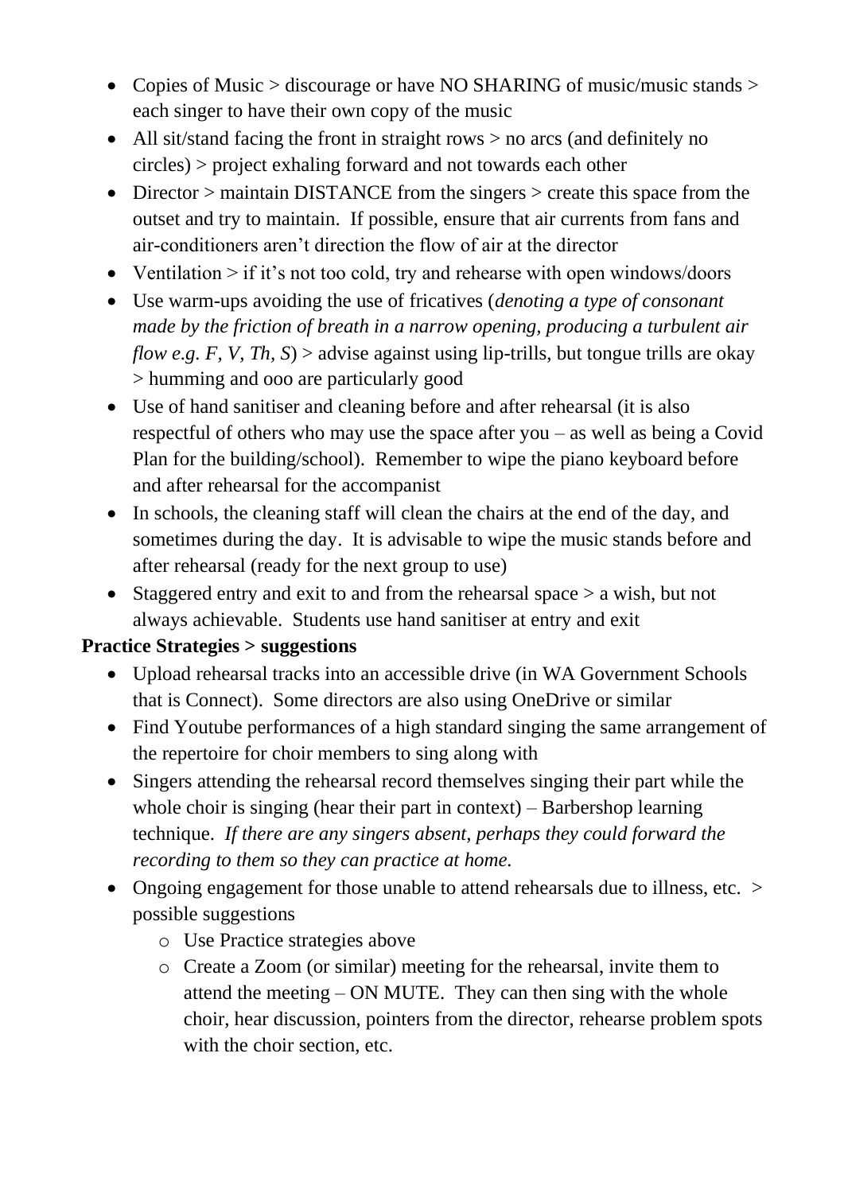- Copies of Music > discourage or have NO SHARING of music/music stands > each singer to have their own copy of the music
- All sit/stand facing the front in straight rows > no arcs (and definitely no circles) > project exhaling forward and not towards each other
- Director > maintain DISTANCE from the singers > create this space from the outset and try to maintain. If possible, ensure that air currents from fans and air-conditioners aren't direction the flow of air at the director
- Ventilation > if it's not too cold, try and rehearse with open windows/doors
- Use warm-ups avoiding the use of fricatives (*denoting a type of consonant made by the friction of breath in a narrow opening, producing a turbulent air flow e.g. F, V, Th, S*) > advise against using lip-trills, but tongue trills are okay > humming and ooo are particularly good
- Use of hand sanitiser and cleaning before and after rehearsal (it is also respectful of others who may use the space after you – as well as being a Covid Plan for the building/school). Remember to wipe the piano keyboard before and after rehearsal for the accompanist
- In schools, the cleaning staff will clean the chairs at the end of the day, and sometimes during the day. It is advisable to wipe the music stands before and after rehearsal (ready for the next group to use)
- Staggered entry and exit to and from the rehearsal space > a wish, but not always achievable. Students use hand sanitiser at entry and exit

**Practice Strategies > suggestions**

- Upload rehearsal tracks into an accessible drive (in WA Government Schools that is Connect). Some directors are also using OneDrive or similar
- Find Youtube performances of a high standard singing the same arrangement of the repertoire for choir members to sing along with
- Singers attending the rehearsal record themselves singing their part while the whole choir is singing (hear their part in context) – Barbershop learning technique. *If there are any singers absent, perhaps they could forward the recording to them so they can practice at home.*
- Ongoing engagement for those unable to attend rehearsals due to illness, etc. > possible suggestions
    - Use Practice strategies above
    - Create a Zoom (or similar) meeting for the rehearsal, invite them to attend the meeting – ON MUTE. They can then sing with the whole choir, hear discussion, pointers from the director, rehearse problem spots with the choir section, etc.